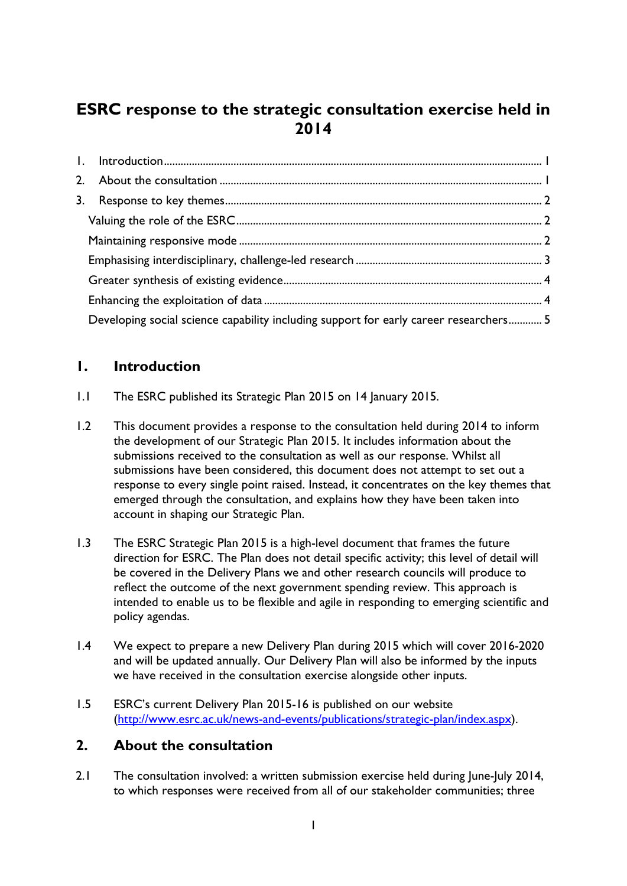# ESRC response to the strategic consultation exercise held in 2014

1. Introduction ........ 1
2. About the consultation ........ 1
3. Response to key themes ........ 2
   - Valuing the role of the ESRC ........ 2
   - Maintaining responsive mode ........ 2
   - Emphasising interdisciplinary, challenge-led research ........ 3
   - Greater synthesis of existing evidence ........ 4
   - Enhancing the exploitation of data ........ 4
   - Developing social science capability including support for early career researchers ........ 5

## 1. Introduction

1.1 The ESRC published its Strategic Plan 2015 on 14 January 2015.

1.2 This document provides a response to the consultation held during 2014 to inform the development of our Strategic Plan 2015. It includes information about the submissions received to the consultation as well as our response. Whilst all submissions have been considered, this document does not attempt to set out a response to every single point raised. Instead, it concentrates on the key themes that emerged through the consultation, and explains how they have been taken into account in shaping our Strategic Plan.

1.3 The ESRC Strategic Plan 2015 is a high-level document that frames the future direction for ESRC. The Plan does not detail specific activity; this level of detail will be covered in the Delivery Plans we and other research councils will produce to reflect the outcome of the next government spending review. This approach is intended to enable us to be flexible and agile in responding to emerging scientific and policy agendas.

1.4 We expect to prepare a new Delivery Plan during 2015 which will cover 2016-2020 and will be updated annually. Our Delivery Plan will also be informed by the inputs we have received in the consultation exercise alongside other inputs.

1.5 ESRC's current Delivery Plan 2015-16 is published on our website (http://www.esrc.ac.uk/news-and-events/publications/strategic-plan/index.aspx).

## 2. About the consultation

2.1 The consultation involved: a written submission exercise held during June-July 2014, to which responses were received from all of our stakeholder communities; three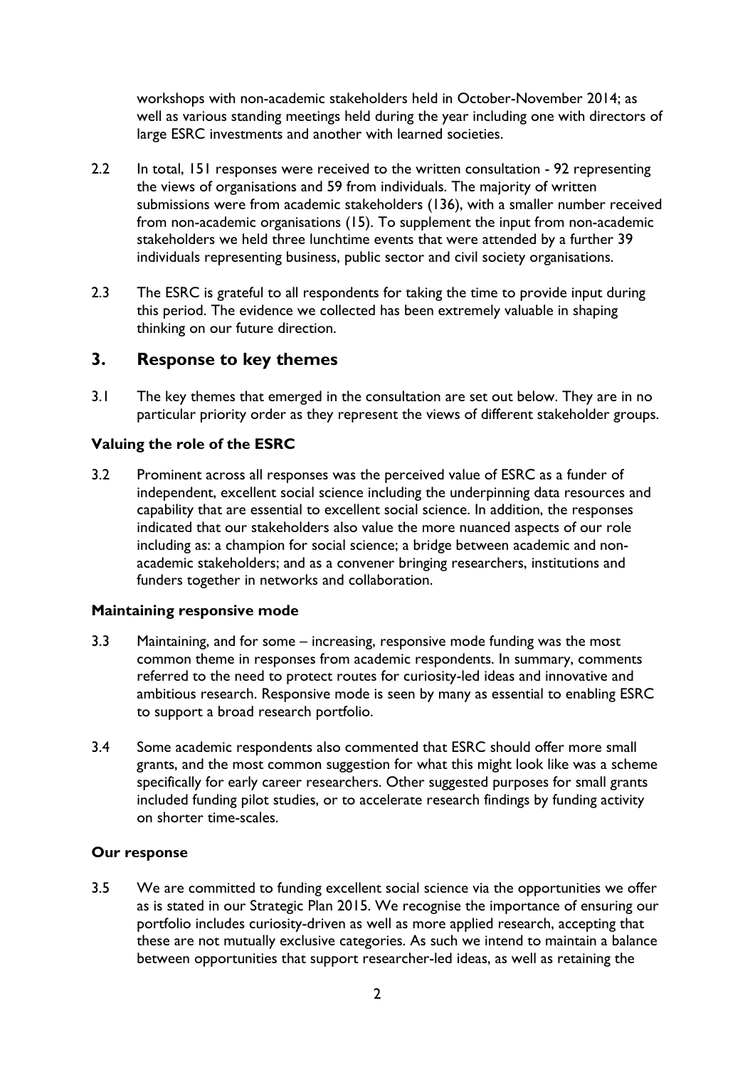workshops with non-academic stakeholders held in October-November 2014; as well as various standing meetings held during the year including one with directors of large ESRC investments and another with learned societies.

2.2 In total, 151 responses were received to the written consultation - 92 representing the views of organisations and 59 from individuals. The majority of written submissions were from academic stakeholders (136), with a smaller number received from non-academic organisations (15). To supplement the input from non-academic stakeholders we held three lunchtime events that were attended by a further 39 individuals representing business, public sector and civil society organisations.

2.3 The ESRC is grateful to all respondents for taking the time to provide input during this period. The evidence we collected has been extremely valuable in shaping thinking on our future direction.

## 3. Response to key themes

3.1 The key themes that emerged in the consultation are set out below. They are in no particular priority order as they represent the views of different stakeholder groups.

### Valuing the role of the ESRC

3.2 Prominent across all responses was the perceived value of ESRC as a funder of independent, excellent social science including the underpinning data resources and capability that are essential to excellent social science. In addition, the responses indicated that our stakeholders also value the more nuanced aspects of our role including as: a champion for social science; a bridge between academic and non-academic stakeholders; and as a convener bringing researchers, institutions and funders together in networks and collaboration.

### Maintaining responsive mode

3.3 Maintaining, and for some – increasing, responsive mode funding was the most common theme in responses from academic respondents. In summary, comments referred to the need to protect routes for curiosity-led ideas and innovative and ambitious research. Responsive mode is seen by many as essential to enabling ESRC to support a broad research portfolio.

3.4 Some academic respondents also commented that ESRC should offer more small grants, and the most common suggestion for what this might look like was a scheme specifically for early career researchers. Other suggested purposes for small grants included funding pilot studies, or to accelerate research findings by funding activity on shorter time-scales.

### Our response

3.5 We are committed to funding excellent social science via the opportunities we offer as is stated in our Strategic Plan 2015. We recognise the importance of ensuring our portfolio includes curiosity-driven as well as more applied research, accepting that these are not mutually exclusive categories. As such we intend to maintain a balance between opportunities that support researcher-led ideas, as well as retaining the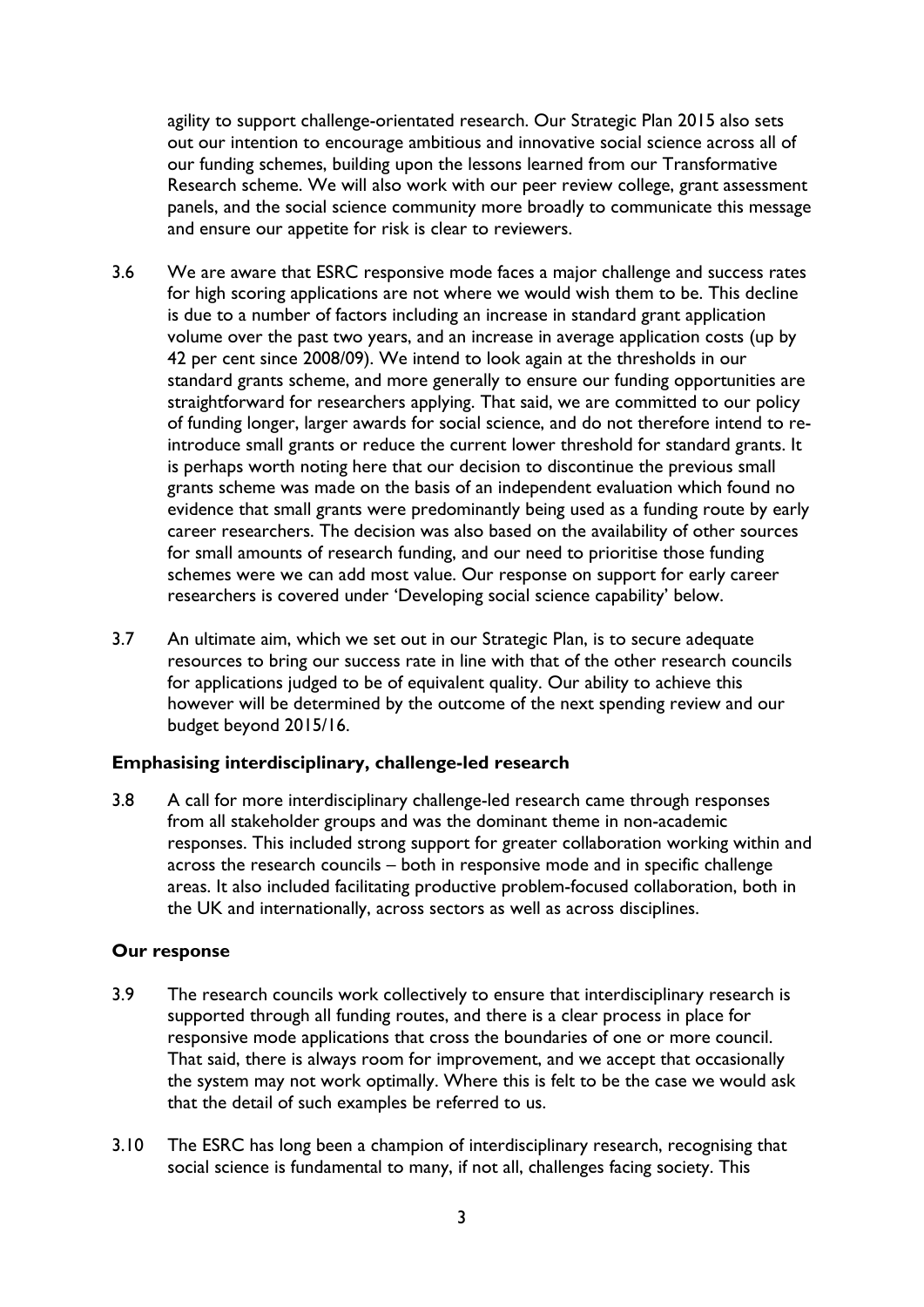agility to support challenge-orientated research. Our Strategic Plan 2015 also sets out our intention to encourage ambitious and innovative social science across all of our funding schemes, building upon the lessons learned from our Transformative Research scheme. We will also work with our peer review college, grant assessment panels, and the social science community more broadly to communicate this message and ensure our appetite for risk is clear to reviewers.

3.6 We are aware that ESRC responsive mode faces a major challenge and success rates for high scoring applications are not where we would wish them to be. This decline is due to a number of factors including an increase in standard grant application volume over the past two years, and an increase in average application costs (up by 42 per cent since 2008/09). We intend to look again at the thresholds in our standard grants scheme, and more generally to ensure our funding opportunities are straightforward for researchers applying. That said, we are committed to our policy of funding longer, larger awards for social science, and do not therefore intend to re-introduce small grants or reduce the current lower threshold for standard grants. It is perhaps worth noting here that our decision to discontinue the previous small grants scheme was made on the basis of an independent evaluation which found no evidence that small grants were predominantly being used as a funding route by early career researchers. The decision was also based on the availability of other sources for small amounts of research funding, and our need to prioritise those funding schemes were we can add most value. Our response on support for early career researchers is covered under 'Developing social science capability' below.

3.7 An ultimate aim, which we set out in our Strategic Plan, is to secure adequate resources to bring our success rate in line with that of the other research councils for applications judged to be of equivalent quality. Our ability to achieve this however will be determined by the outcome of the next spending review and our budget beyond 2015/16.

**Emphasising interdisciplinary, challenge-led research**

3.8 A call for more interdisciplinary challenge-led research came through responses from all stakeholder groups and was the dominant theme in non-academic responses. This included strong support for greater collaboration working within and across the research councils – both in responsive mode and in specific challenge areas. It also included facilitating productive problem-focused collaboration, both in the UK and internationally, across sectors as well as across disciplines.

**Our response**

3.9 The research councils work collectively to ensure that interdisciplinary research is supported through all funding routes, and there is a clear process in place for responsive mode applications that cross the boundaries of one or more council. That said, there is always room for improvement, and we accept that occasionally the system may not work optimally. Where this is felt to be the case we would ask that the detail of such examples be referred to us.

3.10 The ESRC has long been a champion of interdisciplinary research, recognising that social science is fundamental to many, if not all, challenges facing society. This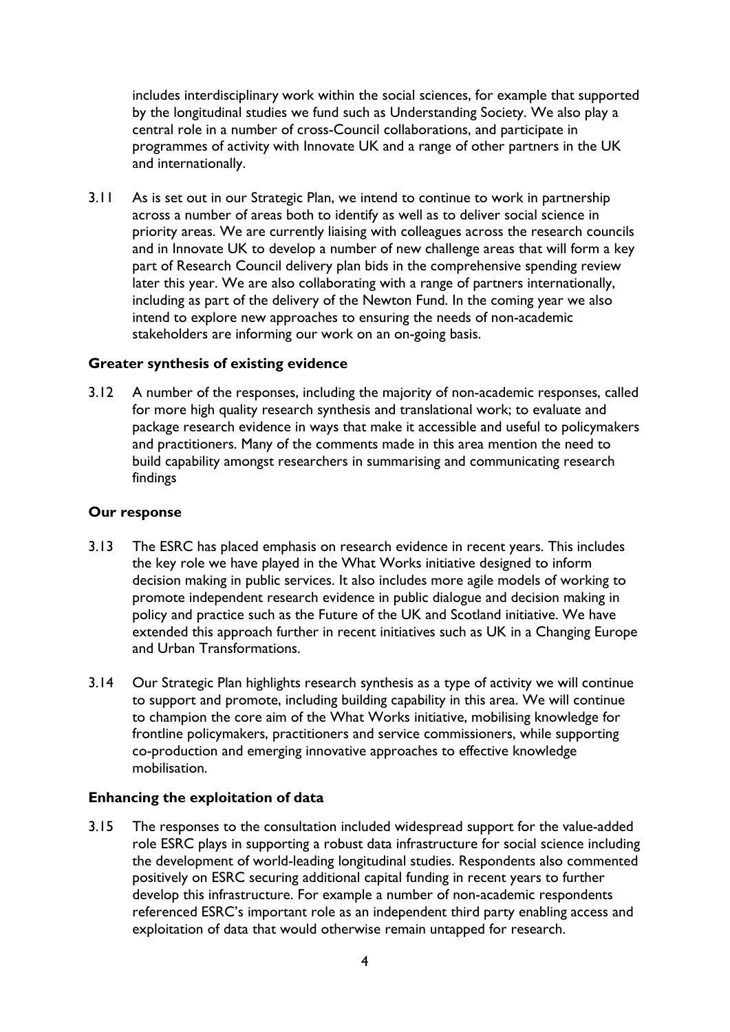includes interdisciplinary work within the social sciences, for example that supported by the longitudinal studies we fund such as Understanding Society. We also play a central role in a number of cross-Council collaborations, and participate in programmes of activity with Innovate UK and a range of other partners in the UK and internationally.

3.11 As is set out in our Strategic Plan, we intend to continue to work in partnership across a number of areas both to identify as well as to deliver social science in priority areas. We are currently liaising with colleagues across the research councils and in Innovate UK to develop a number of new challenge areas that will form a key part of Research Council delivery plan bids in the comprehensive spending review later this year. We are also collaborating with a range of partners internationally, including as part of the delivery of the Newton Fund. In the coming year we also intend to explore new approaches to ensuring the needs of non-academic stakeholders are informing our work on an on-going basis.

**Greater synthesis of existing evidence**

3.12 A number of the responses, including the majority of non-academic responses, called for more high quality research synthesis and translational work; to evaluate and package research evidence in ways that make it accessible and useful to policymakers and practitioners. Many of the comments made in this area mention the need to build capability amongst researchers in summarising and communicating research findings

**Our response**

3.13 The ESRC has placed emphasis on research evidence in recent years. This includes the key role we have played in the What Works initiative designed to inform decision making in public services. It also includes more agile models of working to promote independent research evidence in public dialogue and decision making in policy and practice such as the Future of the UK and Scotland initiative. We have extended this approach further in recent initiatives such as UK in a Changing Europe and Urban Transformations.

3.14 Our Strategic Plan highlights research synthesis as a type of activity we will continue to support and promote, including building capability in this area. We will continue to champion the core aim of the What Works initiative, mobilising knowledge for frontline policymakers, practitioners and service commissioners, while supporting co-production and emerging innovative approaches to effective knowledge mobilisation.

**Enhancing the exploitation of data**

3.15 The responses to the consultation included widespread support for the value-added role ESRC plays in supporting a robust data infrastructure for social science including the development of world-leading longitudinal studies. Respondents also commented positively on ESRC securing additional capital funding in recent years to further develop this infrastructure. For example a number of non-academic respondents referenced ESRC's important role as an independent third party enabling access and exploitation of data that would otherwise remain untapped for research.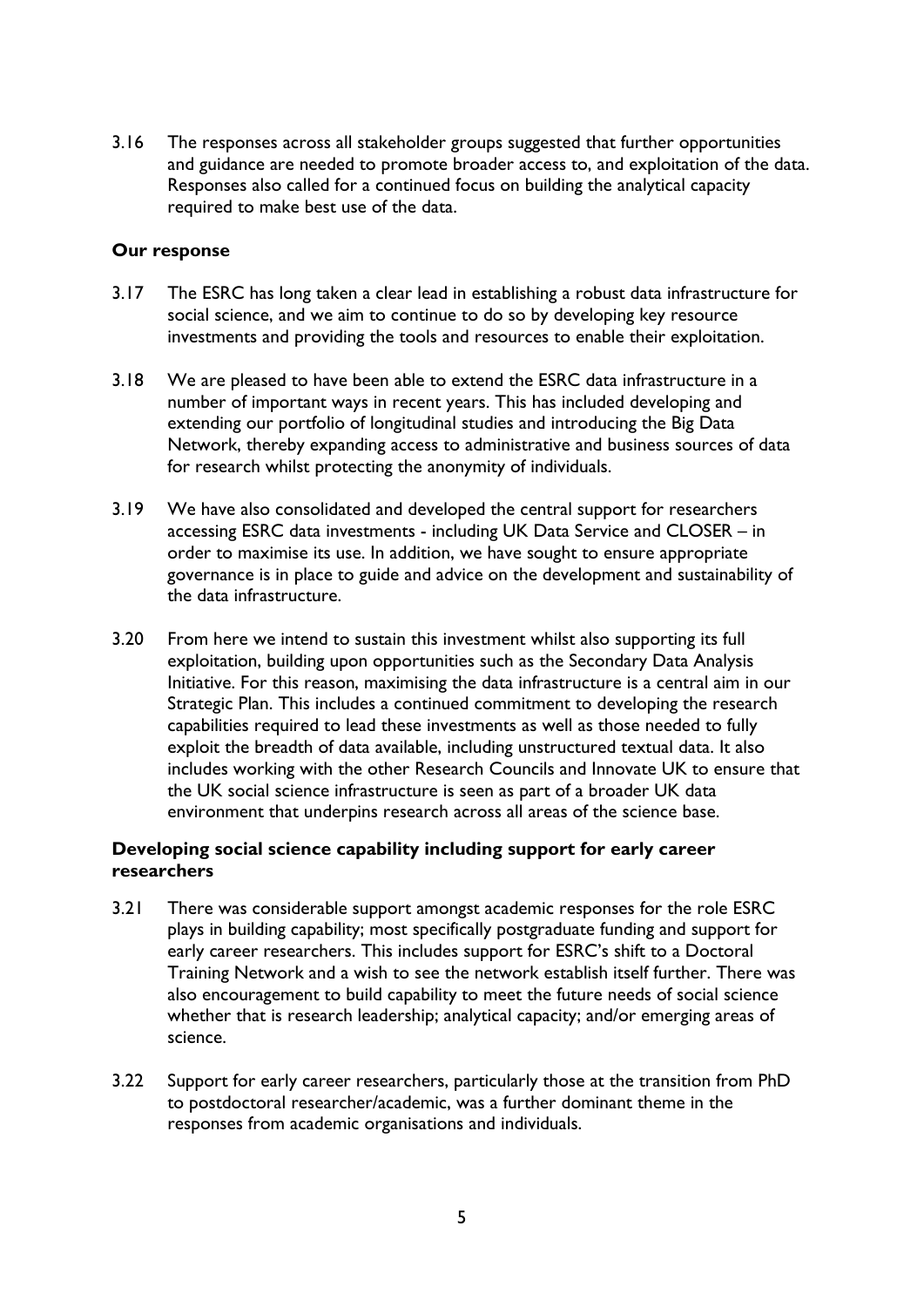3.16 The responses across all stakeholder groups suggested that further opportunities and guidance are needed to promote broader access to, and exploitation of the data. Responses also called for a continued focus on building the analytical capacity required to make best use of the data.

**Our response**

3.17 The ESRC has long taken a clear lead in establishing a robust data infrastructure for social science, and we aim to continue to do so by developing key resource investments and providing the tools and resources to enable their exploitation.

3.18 We are pleased to have been able to extend the ESRC data infrastructure in a number of important ways in recent years. This has included developing and extending our portfolio of longitudinal studies and introducing the Big Data Network, thereby expanding access to administrative and business sources of data for research whilst protecting the anonymity of individuals.

3.19 We have also consolidated and developed the central support for researchers accessing ESRC data investments - including UK Data Service and CLOSER – in order to maximise its use. In addition, we have sought to ensure appropriate governance is in place to guide and advice on the development and sustainability of the data infrastructure.

3.20 From here we intend to sustain this investment whilst also supporting its full exploitation, building upon opportunities such as the Secondary Data Analysis Initiative. For this reason, maximising the data infrastructure is a central aim in our Strategic Plan. This includes a continued commitment to developing the research capabilities required to lead these investments as well as those needed to fully exploit the breadth of data available, including unstructured textual data. It also includes working with the other Research Councils and Innovate UK to ensure that the UK social science infrastructure is seen as part of a broader UK data environment that underpins research across all areas of the science base.

**Developing social science capability including support for early career researchers**

3.21 There was considerable support amongst academic responses for the role ESRC plays in building capability; most specifically postgraduate funding and support for early career researchers. This includes support for ESRC's shift to a Doctoral Training Network and a wish to see the network establish itself further. There was also encouragement to build capability to meet the future needs of social science whether that is research leadership; analytical capacity; and/or emerging areas of science.

3.22 Support for early career researchers, particularly those at the transition from PhD to postdoctoral researcher/academic, was a further dominant theme in the responses from academic organisations and individuals.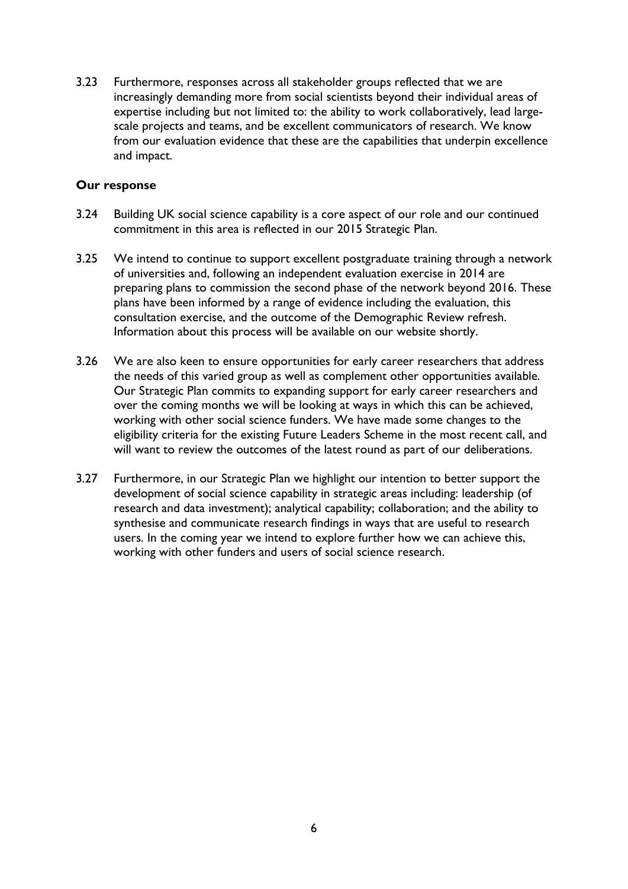3.23 Furthermore, responses across all stakeholder groups reflected that we are increasingly demanding more from social scientists beyond their individual areas of expertise including but not limited to: the ability to work collaboratively, lead large-scale projects and teams, and be excellent communicators of research. We know from our evaluation evidence that these are the capabilities that underpin excellence and impact.

**Our response**

3.24 Building UK social science capability is a core aspect of our role and our continued commitment in this area is reflected in our 2015 Strategic Plan.

3.25 We intend to continue to support excellent postgraduate training through a network of universities and, following an independent evaluation exercise in 2014 are preparing plans to commission the second phase of the network beyond 2016. These plans have been informed by a range of evidence including the evaluation, this consultation exercise, and the outcome of the Demographic Review refresh. Information about this process will be available on our website shortly.

3.26 We are also keen to ensure opportunities for early career researchers that address the needs of this varied group as well as complement other opportunities available. Our Strategic Plan commits to expanding support for early career researchers and over the coming months we will be looking at ways in which this can be achieved, working with other social science funders. We have made some changes to the eligibility criteria for the existing Future Leaders Scheme in the most recent call, and will want to review the outcomes of the latest round as part of our deliberations.

3.27 Furthermore, in our Strategic Plan we highlight our intention to better support the development of social science capability in strategic areas including: leadership (of research and data investment); analytical capability; collaboration; and the ability to synthesise and communicate research findings in ways that are useful to research users. In the coming year we intend to explore further how we can achieve this, working with other funders and users of social science research.